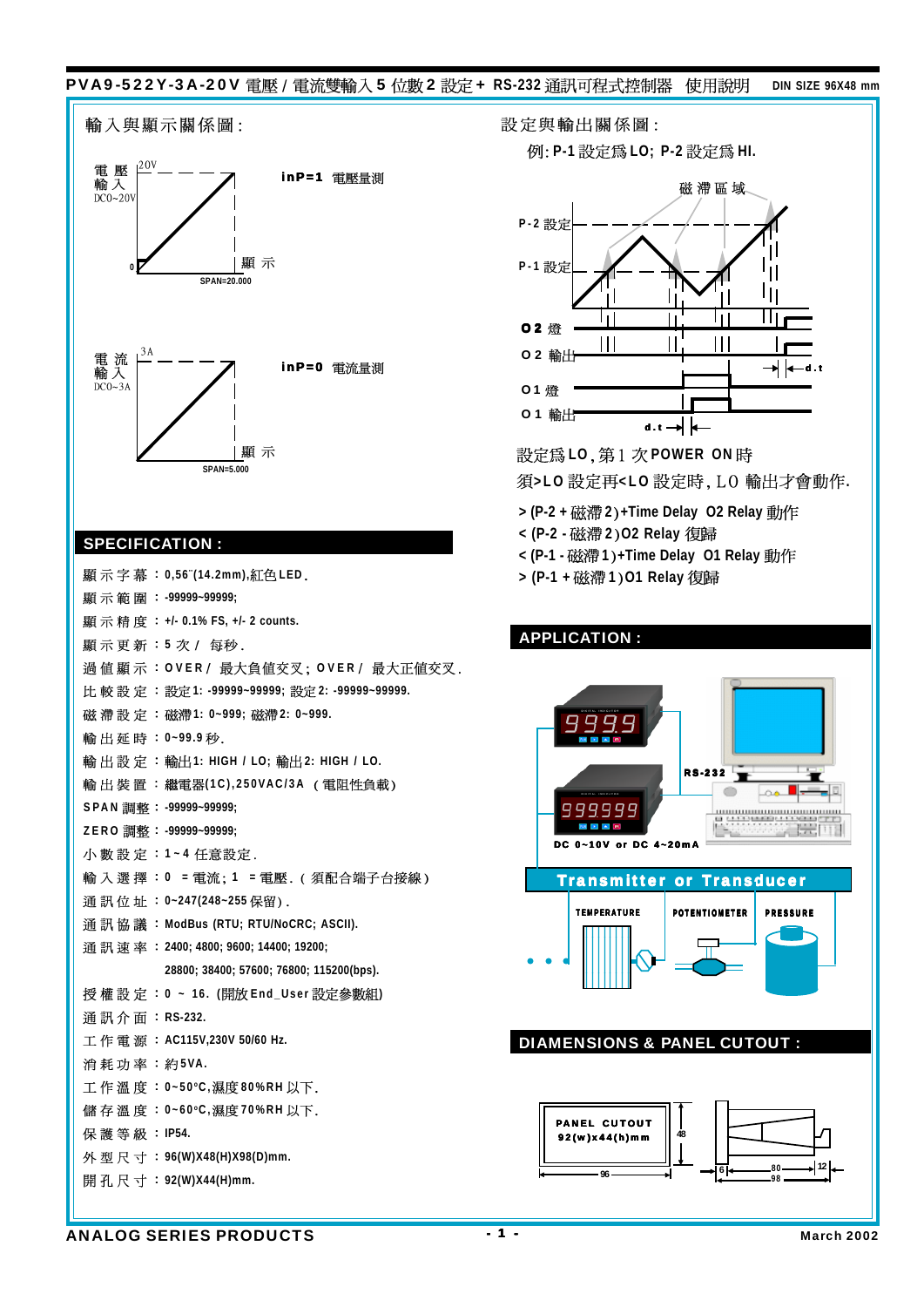# PVA9-522Y-3A-20V 電壓 / 電流雙輸入 5 位數 2 設定 + RS-232 通訊可程式控制器 使用說明

DIN SIZE 96X48 mm

## 輸入與顯示關係圖 :

電壓輸入 DC0~20V, 20V, 0, 顯示, SPAN=20.000

inP=1 電壓量測

電流輸入 DC0~3A, 3A, 顯示, SPAN=5.000

inP=0 電流量測

## SPECIFICATION :

顯示字幕 : 0,56"(14.2mm),紅色LED.

顯示範圍 : -99999~99999;

顯示精度 : +/- 0.1% FS, +/- 2 counts.

顯示更新 : 5 次 / 每秒.

過值顯示 : OVER / 最大負值交叉; OVER / 最大正值交叉.

比較設定 : 設定1: -99999~99999; 設定2: -99999~99999.

磁滯設定 : 磁滯1: 0~999; 磁滯2: 0~999.

輸出延時 : 0~99.9 秒.

輸出設定 : 輸出1: HIGH / LO; 輸出2: HIGH / LO.

輸出裝置 : 繼電器(1C),250VAC/3A (電阻性負載)

SPAN 調整 : -99999~99999;

ZERO 調整 : -99999~99999;

小數設定 : 1~4 任意設定.

輸入選擇 : 0 = 電流; 1 = 電壓. ( 須配合端子台接線 )

通訊位址 : 0~247(248~255 保留).

通訊協議 : ModBus (RTU; RTU/NoCRC; ASCII).

通訊速率 : 2400; 4800; 9600; 14400; 19200; 28800; 38400; 57600; 76800; 115200(bps).

授權設定 : 0 ~ 16. (開放End_User設定參數組)

通訊介面 : RS-232.

工作電源 : AC115V,230V 50/60 Hz.

消耗功率 : 約5VA.

工作溫度 : 0~50°C,濕度80%RH 以下.

儲存溫度 : 0~60°C,濕度70%RH 以下.

保護等級 : IP54.

外型尺寸 : 96(W)X48(H)X98(D)mm.

開孔尺寸 : 92(W)X44(H)mm.

## 設定與輸出關係圖 :

例: P-1 設定爲 LO; P-2 設定爲 HI.

磁滯區域

P-2 設定

P-1 設定

O2 燈

O2 輸出

O1 燈

O1 輸出

d.t

設定爲LO, 第1次POWER ON時須>LO 設定再<LO 設定時, LO 輸出才會動作.

> (P-2 + 磁滯2)+Time Delay O2 Relay 動作

< (P-2 - 磁滯2)O2 Relay 復歸

< (P-1 - 磁滯1)+Time Delay O1 Relay 動作

> (P-1 + 磁滯1)O1 Relay 復歸

## APPLICATION :

9999, 99999, RS-232, DC 0~10V or DC 4~20mA

Transmitter or Transducer

TEMPERATURE, POTENTIOMETER, PRESSURE

## DIAMENSIONS & PANEL CUTOUT :

PANEL CUTOUT 92(w)x44(h)mm

96, 48, 6, 80, 98, 12

ANALOG SERIES PRODUCTS

March 2002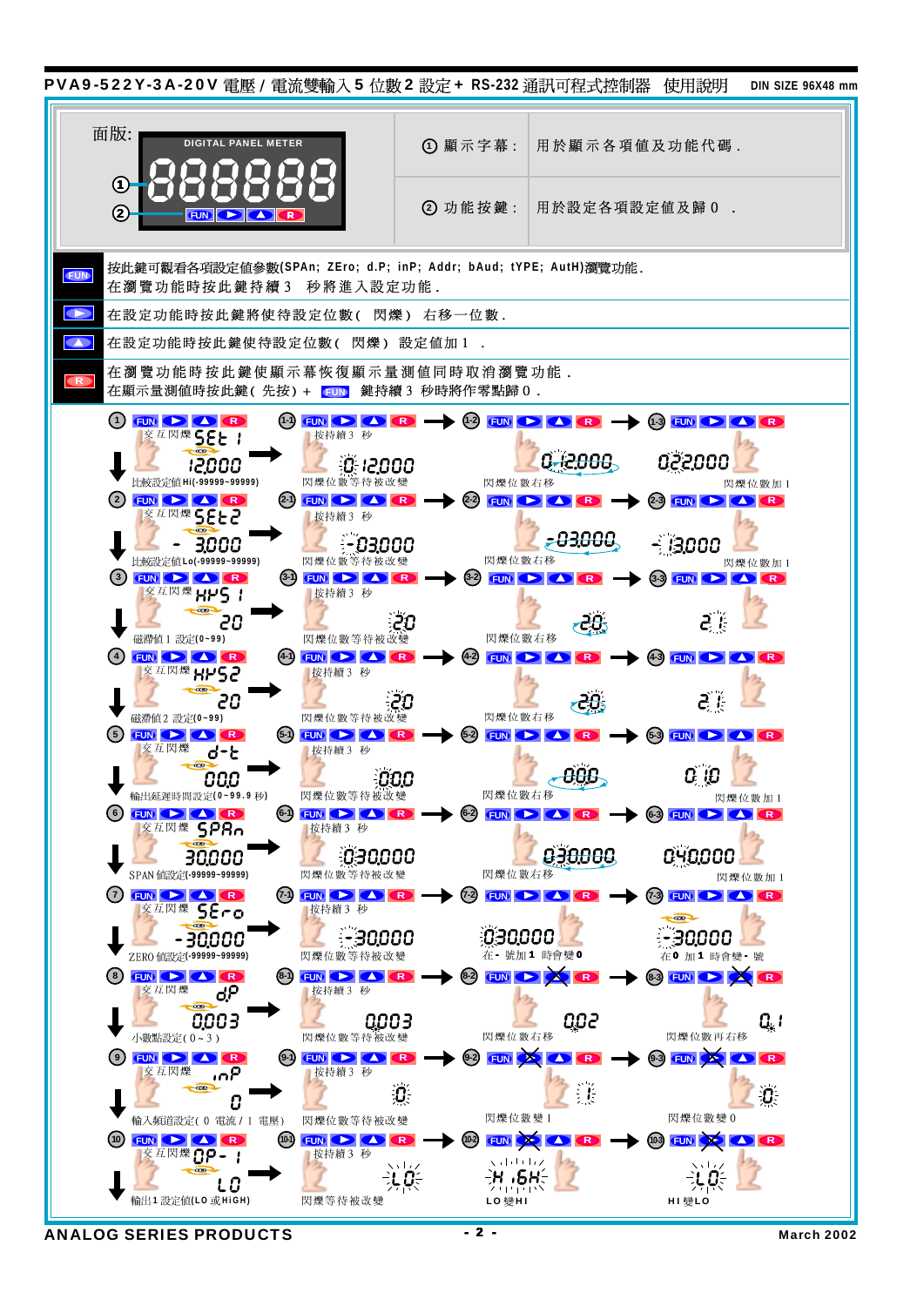# PVA9-522Y-3A-20V 電壓 / 電流雙輸入 5 位數 2 設定 + RS-232 通訊可程式控制器　使用說明　DIN SIZE 96X48 mm

面版:

DIGITAL PANEL METER

888888

FUN ▶ ▲ R

| | |
|---|---|
| ① 顯示字幕： | 用於顯示各項值及功能代碼． |
| ② 功能按鍵： | 用於設定各項設定值及歸 0 ． |

| 按鍵 | 說明 |
|---|---|
| FUN | 按此鍵可觀看各項設定值參數(SPAn; ZEro; d.P; inP; Addr; bAud; tYPE; AutH)瀏覽功能．在瀏覽功能時按此鍵持續 3 秒將進入設定功能． |
| ▶ | 在設定功能時按此鍵將使待設定位數( 閃爍 ) 右移一位數． |
| ▲ | 在設定功能時按此鍵使待設定位數( 閃爍 ) 設定值加 1 ． |
| R | 在瀏覽功能時按此鍵使顯示幕恢復顯示量測值同時取消瀏覽功能．在顯示量測值時按此鍵( 先按) + FUN 鍵持續 3 秒時將作零點歸 0 ． |

① 交互閃爍 SEt 1 / 12.000 — 比較設定值 Hi(-99999~99999)
(1-1) 按持續 3 秒 — 0 12.000 閃爍位數等待被改變 → (1-2) 0 12.000 閃爍位數右移 → (1-3) 022.000 閃爍位數加 1

② 交互閃爍 SEt2 / - 3.000 — 比較設定值 Lo(-99999~99999)
(2-1) 按持續 3 秒 — -03.000 閃爍位數等待被改變 → (2-2) -03.000 閃爍位數右移 → (2-3) -13.000 閃爍位數加 1

③ 交互閃爍 HYS 1 / 20 — 磁滯值 1 設定(0~99)
(3-1) 按持續 3 秒 — 20 閃爍位數等待被改變 → (3-2) 20 閃爍位數右移 → (3-3) 21

④ 交互閃爍 HYS2 / 20 — 磁滯值 2 設定(0~99)
(4-1) 按持續 3 秒 — 20 閃爍位數等待被改變 → (4-2) 20 閃爍位數右移 → (4-3) 21

⑤ 交互閃爍 d-t / 00.0 — 輸出延遲時間設定(0~99.9 秒)
(5-1) 按持續 3 秒 — 00.0 閃爍位數等待被改變 → (5-2) 00.0 閃爍位數右移 → (5-3) 01.0 閃爍位數加 1

⑥ 交互閃爍 SPAn / 30.000 — SPAN 值設定(-99999~99999)
(6-1) 按持續 3 秒 — 030.000 閃爍位數等待被改變 → (6-2) 030.000 閃爍位數右移 → (6-3) 040.000 閃爍位數加 1

⑦ 交互閃爍 SEro / -30.000 — ZERO 值設定(-99999~99999)
(7-1) 按持續 3 秒 — -30.000 閃爍位數等待被改變 → (7-2) 030.000 在 - 號加 1 時會變 0 → (7-3) -30.000 在 0 加 1 時會變 - 號

⑧ 交互閃爍 dP / 0.003 — 小數點設定( 0 ~ 3 )
(8-1) 按持續 3 秒 — 0.003 閃爍位數等待被改變 → (8-2) 0.02 閃爍位數右移 → (8-3) 0.1 閃爍位數再右移

⑨ 交互閃爍 inP / 0 — 輸入頻道設定( 0 電流 / 1 電壓)
(9-1) 按持續 3 秒 — 0 閃爍位數等待被改變 → (9-2) 1 閃爍位數變 1 → (9-3) 0 閃爍位數變 0

⑩ 交互閃爍 OP- 1 / LO — 輸出1 設定值(LO 或 HiGH)
(10-1) 按持續 3 秒 — LO 閃爍等待被改變 → (10-2) HiGH LO 變 HI → (10-3) LO HI 變 LO

ANALOG SERIES PRODUCTS　　March 2002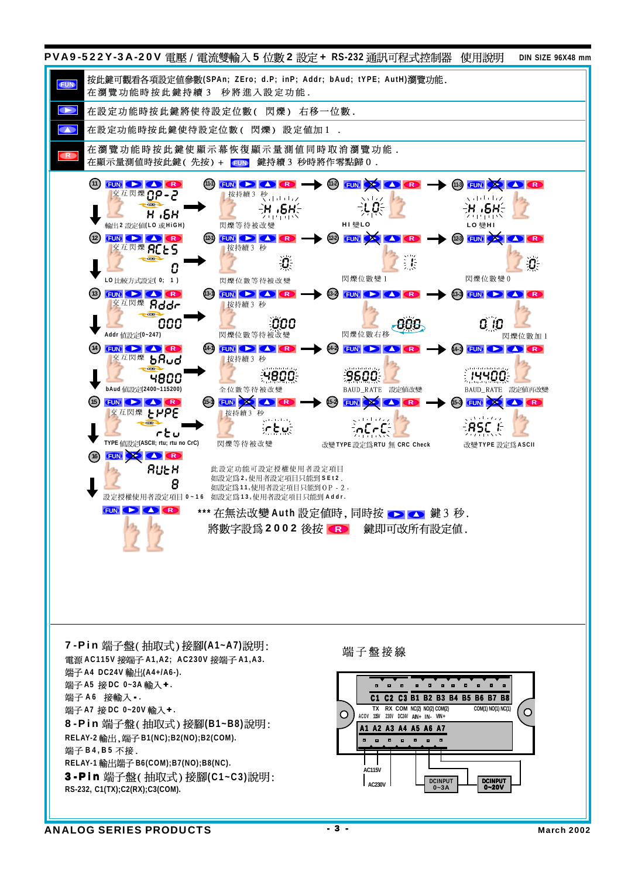# PVA9-522Y-3A-20V 電壓 / 電流雙輸入 5 位數 2 設定 + RS-232 通訊可程式控制器 使用說明

DIN SIZE 96X48 mm

| 按鍵 | 說明 |
|---|---|
| FUN | 按此鍵可觀看各項設定值參數(SPAn; ZEro; d.P; inP; Addr; bAud; tYPE; AutH)瀏覽功能. 在瀏覽功能時按此鍵持續 3 秒將進入設定功能. |
| ▶ | 在設定功能時按此鍵將使待設定位數( 閃爍) 右移一位數. |
| ▲ | 在設定功能時按此鍵使待設定位數( 閃爍) 設定值加 1 . |
| R | 在瀏覽功能時按此鍵使顯示幕恢復顯示量測值同時取消瀏覽功能. 在顯示量測值時按此鍵( 先按) + FUN 鍵持續 3 秒時將作零點歸 0 . |

11. 交互閃爍 OP-2 / H.6H — 輸出2 設定值(LO 或HIGH)
    - 11-1 按持續 3 秒：H.6H 閃爍等待被改變
    - 11-2 LO：HI 變LO
    - 11-3 H.6H：LO 變HI

12. 交互閃爍 ACtS / 0 — LO 比較方式設定( 0; 1 )
    - 12-1 按持續 3 秒：0 閃爍位數等待被改變
    - 12-2 1：閃爍位數變 1
    - 12-3 0：閃爍位數變 0

13. 交互閃爍 Addr / 000 — Addr 值設定(0~247)
    - 13-1 按持續 3 秒：000 閃爍位數等待被改變
    - 13-2 000：閃爍位數右移
    - 13-3 010：閃爍位數加 1

14. 交互閃爍 bAud / 4800 — bAud 值設定(2400~115200)
    - 14-1 按持續 3 秒：4800 全位數等待被改變
    - 14-2 9600：BAUD_RATE 設定值改變
    - 14-3 19400：BAUD_RATE 設定值再改變

15. 交互閃爍 tYPE / rtu — TYPE 值設定(ASCII; rtu; rtu no CrC)
    - 15-1 按持續 3 秒：rtu 閃爍等待被改變
    - 15-2 nCrC：改變 TYPE 設定為 RTU 無 CRC Check
    - 15-3 ASC II：改變TYPE 設定為 ASCII

16. AutH / 8 — 設定授權使用者設定項目 0~16

此設定功能可設定授權使用者設定項目
如設定為 2，使用者設定項目只能到 SEt2.
如設定為 11，使用者設定項目只能到 OP-2.
如設定為 13，使用者設定項目只能到 Addr.

\*\*\* 在無法改變 Auth 設定值時，同時按 ▶ ▲ 鍵 3 秒.
將數字設為 2002 後按 R 鍵即可改所有設定值.

**7-Pin 端子盤( 抽取式) 接腳(A1~A7)說明:**

電源 AC115V 接端子 A1,A2; AC230V 接端子 A1,A3.
端子 A4 DC24V 輸出(A4+/A6-).
端子 A5 接 DC 0~3A 輸入+.
端子 A6 接輸入-.
端子 A7 接 DC 0~20V 輸入+.

**8-Pin 端子盤( 抽取式) 接腳(B1~B8)說明:**

RELAY-2 輸出，端子 B1(NC);B2(NO);B2(COM).
端子 B4,B5 不接.
RELAY-1 輸出端子 B6(COM);B7(NO);B8(NC).

**3-Pin 端子盤( 抽取式) 接腳(C1~C3)說明:**

RS-232, C1(TX);C2(RX);C3(COM).

**端子盤接線**

C1 C2 C3 B1 B2 B3 B4 B5 B6 B7 B8
TX RX COM NC(2) NO(2) COM(2) COM(1) NO(1) NC(1)
A1 A2 A3 A4 A5 A6 A7
ACOV 115V 230V DC24V AIN+ IN- VIN+
AC115V AC230V DCINPUT 0~3A DCINPUT 0~20V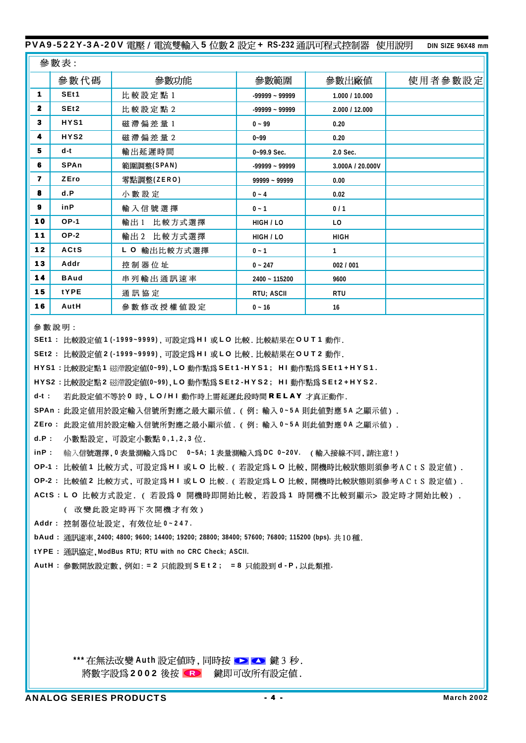**PVA9-522Y-3A-20V 電壓 / 電流雙輸入 5 位數 2 設定 + RS-232 通訊可程式控制器 使用說明** DIN SIZE 96X48 mm

參數表:

|  | 參數代碼 | 參數功能 | 參數範圍 | 參數出廠值 | 使用者參數設定 |
|---|---|---|---|---|---|
| 1 | SEt1 | 比較設定點 1 | -99999 ~ 99999 | 1.000 / 10.000 |  |
| 2 | SEt2 | 比較設定點 2 | -99999 ~ 99999 | 2.000 / 12.000 |  |
| 3 | HYS1 | 磁滯偏差量 1 | 0 ~ 99 | 0.20 |  |
| 4 | HYS2 | 磁滯偏差量 2 | 0~99 | 0.20 |  |
| 5 | d-t | 輸出延遲時間 | 0~99.9 Sec. | 2.0 Sec. |  |
| 6 | SPAn | 範圍調整(SPAN) | -99999 ~ 99999 | 3.000A / 20.000V |  |
| 7 | ZEro | 零點調整(ZERO) | 99999 ~ 99999 | 0.00 |  |
| 8 | d.P | 小數設定 | 0 ~ 4 | 0.02 |  |
| 9 | inP | 輸入信號選擇 | 0 ~ 1 | 0 / 1 |  |
| 10 | OP-1 | 輸出 1 比較方式選擇 | HIGH / LO | LO |  |
| 11 | OP-2 | 輸出 2 比較方式選擇 | HIGH / LO | HIGH |  |
| 12 | ACtS | L O 輸出比較方式選擇 | 0 ~ 1 | 1 |  |
| 13 | Addr | 控制器位址 | 0 ~ 247 | 002 / 001 |  |
| 14 | BAud | 串列輸出通訊速率 | 2400 ~ 115200 | 9600 |  |
| 15 | tYPE | 通訊協定 | RTU; ASCII | RTU |  |
| 16 | AutH | 參數修改授權值設定 | 0 ~ 16 | 16 |  |

參數說明:

SEt1 : 比較設定值 1 (-1999~9999), 可設定爲 H I 或 L O 比較. 比較結果在 O U T 1 動作.

SEt2 : 比較設定值 2 (-1999~9999), 可設定爲 H I 或 L O 比較. 比較結果在 O U T 2 動作.

HYS1 : 比較設定點 1 磁滯設定值(0~99), L O 動作點爲 SEt1-HYS1; H I 動作點爲 SEt1+HYS1.

HYS2 : 比較設定點 2 磁滯設定值(0~99), L O 動作點爲 SEt2-HYS2; H I 動作點爲 SEt2+HYS2.

d-t : 若此設定值不等於 0 時, L O / H I 動作時上需延遲此段時間 RELAY 才真正動作.

SPAn : 此設定值用於設定輸入信號所對應之最大顯示值. ( 例: 輸入 0~5A 則此值對應 5A 之顯示值) .

ZEro : 此設定值用於設定輸入信號所對應之最小顯示值. ( 例: 輸入 0~5A 則此值對應 0A 之顯示值) .

d.P : 小數點設定, 可設定小數點 0,1,2,3 位.

inP : 輸入信號選擇, 0 表量測輸入爲 DC 0~5A; 1 表量測輸入爲 DC 0~20V. (輸入接線不同, 請注意!)

OP-1 : 比較值 1 比較方式, 可設定爲 H I 或 L O 比較. ( 若設定爲 L O 比較, 開機時比較狀態則須參考 A C t S 設定值) .

OP-2 : 比較值 2 比較方式, 可設定爲 H I 或 L O 比較. ( 若設定爲 L O 比較, 開機時比較狀態則須參考 A C t S 設定值) .

ACtS : L O 比較方式設定. ( 若設爲 0 開機時即開始比較, 若設爲 1 時開機不比較到顯示> 設定時才開始比較) .
( 改變此設定時再下次開機才有效)

Addr : 控制器位址設定, 有效位址 0~247.

bAud : 通訊速率, 2400; 4800; 9600; 14400; 19200; 28800; 38400; 57600; 76800; 115200 (bps). 共 10 種.

tYPE : 通訊協定, ModBus RTU; RTU with no CRC Check; ASCII.

AutH : 參數開放設定數, 例如: = 2 只能設到 S E t 2 ; = 8 只能設到 d - P , 以此類推.

*** 在無法改變 Auth 設定值時, 同時按 ▶ ▲ 鍵 3 秒.
將數字設爲 2002 後按 R 鍵即可改所有設定值.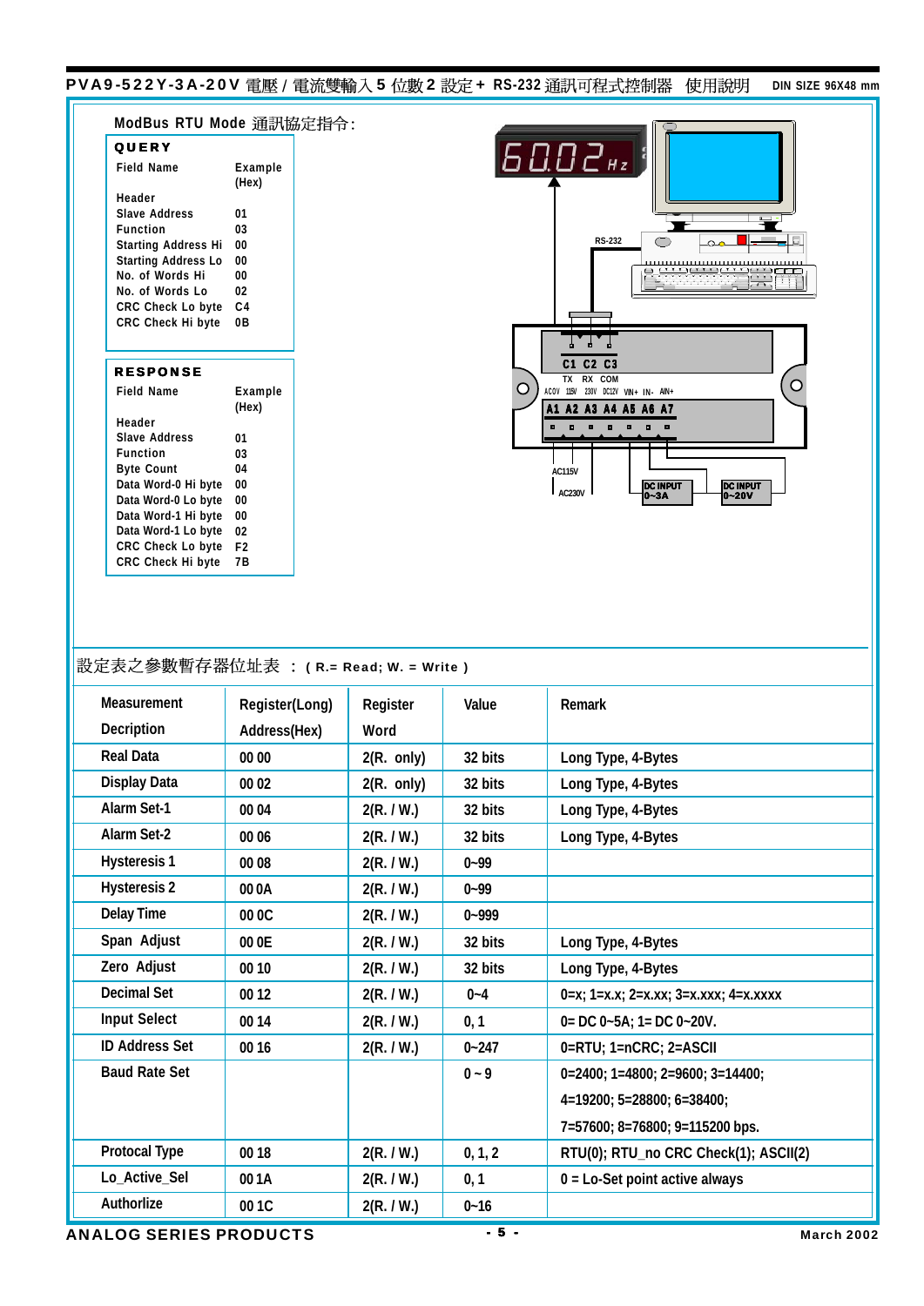## ModBus RTU Mode 通訊協定指令:

**QUERY**

| Field Name | Example (Hex) |
|---|---|
| Header | |
| Slave Address | 01 |
| Function | 03 |
| Starting Address Hi | 00 |
| Starting Address Lo | 00 |
| No. of Words Hi | 00 |
| No. of Words Lo | 02 |
| CRC Check Lo byte | C4 |
| CRC Check Hi byte | 0B |

**RESPONSE**

| Field Name | Example (Hex) |
|---|---|
| Header | |
| Slave Address | 01 |
| Function | 03 |
| Byte Count | 04 |
| Data Word-0 Hi byte | 00 |
| Data Word-0 Lo byte | 00 |
| Data Word-1 Hi byte | 00 |
| Data Word-1 Lo byte | 02 |
| CRC Check Lo byte | F2 |
| CRC Check Hi byte | 7B |

## 設定表之參數暫存器位址表 ： ( R.= Read; W. = Write )

| Measurement Decription | Register(Long) Address(Hex) | Register Word | Value | Remark |
|---|---|---|---|---|
| Real Data | 00 00 | 2(R. only) | 32 bits | Long Type, 4-Bytes |
| Display Data | 00 02 | 2(R. only) | 32 bits | Long Type, 4-Bytes |
| Alarm Set-1 | 00 04 | 2(R. / W.) | 32 bits | Long Type, 4-Bytes |
| Alarm Set-2 | 00 06 | 2(R. / W.) | 32 bits | Long Type, 4-Bytes |
| Hysteresis 1 | 00 08 | 2(R. / W.) | 0~99 | |
| Hysteresis 2 | 00 0A | 2(R. / W.) | 0~99 | |
| Delay Time | 00 0C | 2(R. / W.) | 0~999 | |
| Span Adjust | 00 0E | 2(R. / W.) | 32 bits | Long Type, 4-Bytes |
| Zero Adjust | 00 10 | 2(R. / W.) | 32 bits | Long Type, 4-Bytes |
| Decimal Set | 00 12 | 2(R. / W.) | 0~4 | 0=x; 1=x.x; 2=x.xx; 3=x.xxx; 4=x.xxxx |
| Input Select | 00 14 | 2(R. / W.) | 0, 1 | 0= DC 0~5A; 1= DC 0~20V. |
| ID Address Set | 00 16 | 2(R. / W.) | 0~247 | 0=RTU; 1=nCRC; 2=ASCII |
| Baud Rate Set | | | 0 ~ 9 | 0=2400; 1=4800; 2=9600; 3=14400; 4=19200; 5=28800; 6=38400; 7=57600; 8=76800; 9=115200 bps. |
| Protocal Type | 00 18 | 2(R. / W.) | 0, 1, 2 | RTU(0); RTU_no CRC Check(1); ASCII(2) |
| Lo_Active_Sel | 00 1A | 2(R. / W.) | 0, 1 | 0 = Lo-Set point active always |
| Authorlize | 00 1C | 2(R. / W.) | 0~16 | |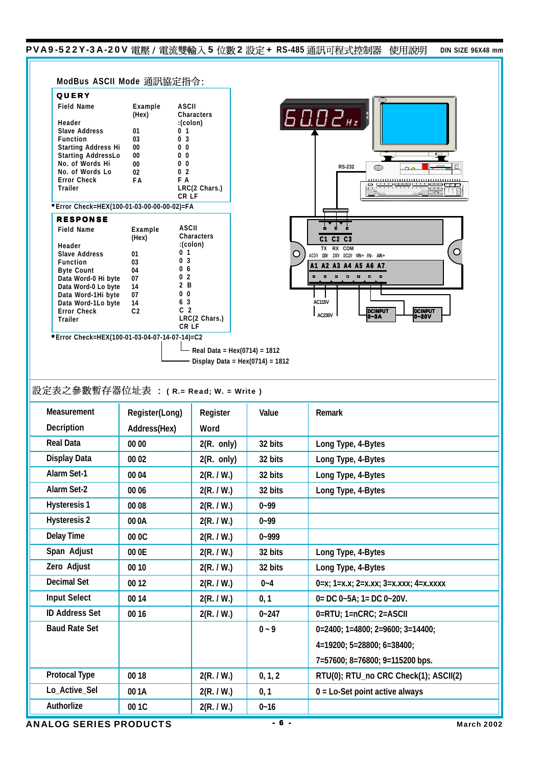## ModBus ASCII Mode 通訊協定指令:

**QUERY**

| Field Name | Example (Hex) | ASCII Characters |
|---|---|---|
| Header | | :(colon) |
| Slave Address | 01 | 0 1 |
| Function | 03 | 0 3 |
| Starting Address Hi | 00 | 0 0 |
| Starting AddressLo | 00 | 0 0 |
| No. of Words Hi | 00 | 0 0 |
| No. of Words Lo | 02 | 0 2 |
| Error Check | FA | F A |
| Trailer | | LRC(2 Chars.) CR LF |

*Error Check=HEX(100-01-03-00-00-00-02)=FA

**RESPONSE**

| Field Name | Example (Hex) | ASCII Characters |
|---|---|---|
| Header | | :(colon) |
| Slave Address | 01 | 0 1 |
| Function | 03 | 0 3 |
| Byte Count | 04 | 0 6 |
| Data Word-0 Hi byte | 07 | 0 2 |
| Data Word-0 Lo byte | 14 | 2 B |
| Data Word-1Hi byte | 07 | 0 0 |
| Data Word-1Lo byte | 14 | 6 3 |
| Error Check | C2 | C 2 |
| Trailer | | LRC(2 Chars.) CR LF |

*Error Check=HEX(100-01-03-04-07-14-07-14)=C2

Real Data = Hex(0714) = 1812

Display Data = Hex(0714) = 1812

60.02 Hz

RS-232

C1 C2 C3

TX RX COM

AC0V 115V 230V DC12V VIN+ IN- AIN+

A1 A2 A3 A4 A5 A6 A7

AC115V

AC230V

DCINPUT 0~3A

DCINPUT 0~20V

## 設定表之參數暫存器位址表 ： ( R.= Read; W. = Write )

| Measurement Decription | Register(Long) Address(Hex) | Register Word | Value | Remark |
|---|---|---|---|---|
| Real Data | 00 00 | 2(R. only) | 32 bits | Long Type, 4-Bytes |
| Display Data | 00 02 | 2(R. only) | 32 bits | Long Type, 4-Bytes |
| Alarm Set-1 | 00 04 | 2(R. / W.) | 32 bits | Long Type, 4-Bytes |
| Alarm Set-2 | 00 06 | 2(R. / W.) | 32 bits | Long Type, 4-Bytes |
| Hysteresis 1 | 00 08 | 2(R. / W.) | 0~99 | |
| Hysteresis 2 | 00 0A | 2(R. / W.) | 0~99 | |
| Delay Time | 00 0C | 2(R. / W.) | 0~999 | |
| Span Adjust | 00 0E | 2(R. / W.) | 32 bits | Long Type, 4-Bytes |
| Zero Adjust | 00 10 | 2(R. / W.) | 32 bits | Long Type, 4-Bytes |
| Decimal Set | 00 12 | 2(R. / W.) | 0~4 | 0=x; 1=x.x; 2=x.xx; 3=x.xxx; 4=x.xxxx |
| Input Select | 00 14 | 2(R. / W.) | 0, 1 | 0= DC 0~5A; 1= DC 0~20V. |
| ID Address Set | 00 16 | 2(R. / W.) | 0~247 | 0=RTU; 1=nCRC; 2=ASCII |
| Baud Rate Set | | | 0 ~ 9 | 0=2400; 1=4800; 2=9600; 3=14400; 4=19200; 5=28800; 6=38400; 7=57600; 8=76800; 9=115200 bps. |
| Protocal Type | 00 18 | 2(R. / W.) | 0, 1, 2 | RTU(0); RTU_no CRC Check(1); ASCII(2) |
| Lo_Active_Sel | 00 1A | 2(R. / W.) | 0, 1 | 0 = Lo-Set point active always |
| Authorlize | 00 1C | 2(R. / W.) | 0~16 | |